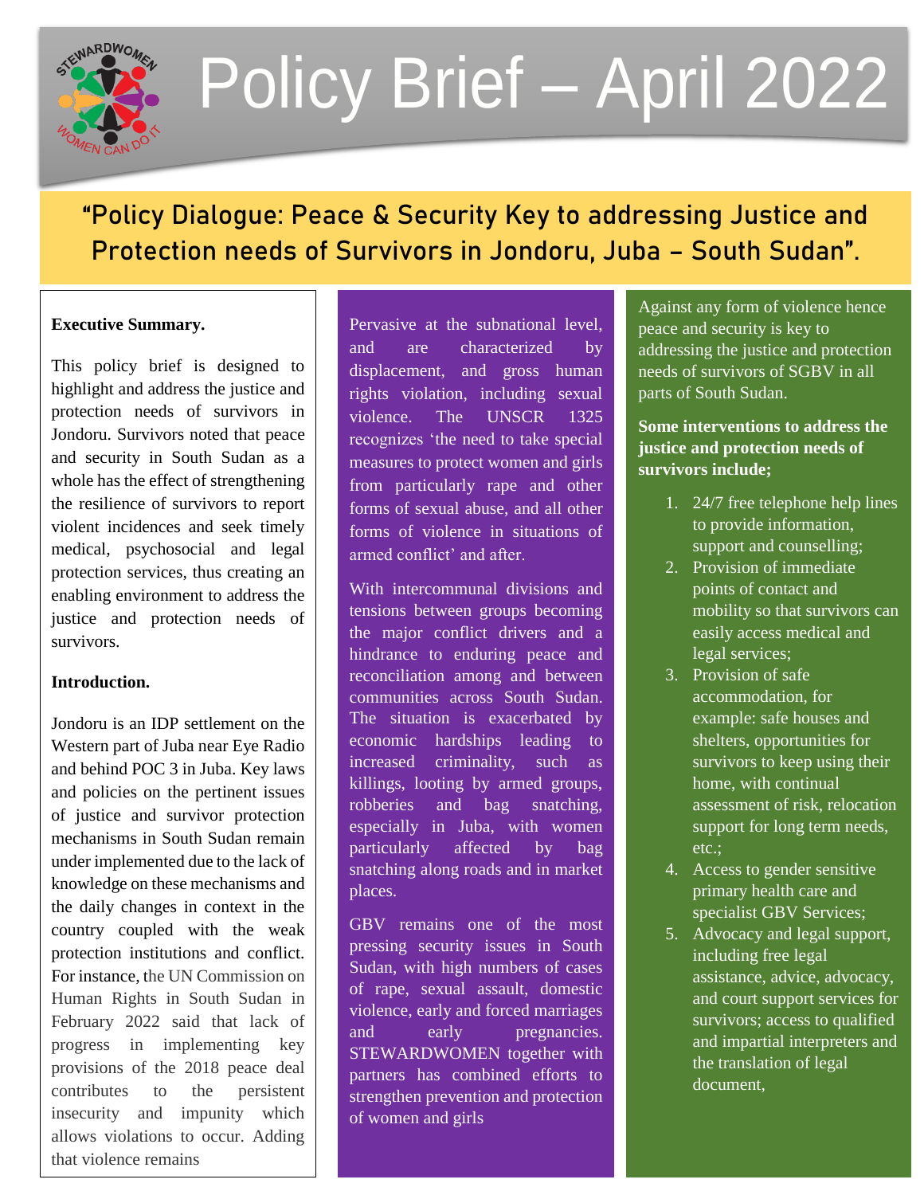# Policy Brief – April 2022

## "Policy Dialogue: Peace & Security Key to addressing Justice and Protection needs of Survivors in Jondoru, Juba – South Sudan".

**Executive Summary.**

This policy brief is designed to highlight and address the justice and protection needs of survivors in Jondoru. Survivors noted that peace and security in South Sudan as a whole has the effect of strengthening the resilience of survivors to report violent incidences and seek timely medical, psychosocial and legal protection services, thus creating an enabling environment to address the justice and protection needs of survivors.

**Introduction.**

Jondoru is an IDP settlement on the Western part of Juba near Eye Radio and behind POC 3 in Juba. Key laws and policies on the pertinent issues of justice and survivor protection mechanisms in South Sudan remain under implemented due to the lack of knowledge on these mechanisms and the daily changes in context in the country coupled with the weak protection institutions and conflict. For instance, the UN Commission on Human Rights in South Sudan in February 2022 said that lack of progress in implementing key provisions of the 2018 peace deal contributes to the persistent insecurity and impunity which allows violations to occur. Adding that violence remains Pervasive at the subnational level, and are characterized by displacement, and gross human rights violation, including sexual violence. The UNSCR 1325 recognizes 'the need to take special measures to protect women and girls from particularly rape and other forms of sexual abuse, and all other forms of violence in situations of armed conflict' and after.

With intercommunal divisions and tensions between groups becoming the major conflict drivers and a hindrance to enduring peace and reconciliation among and between communities across South Sudan. The situation is exacerbated by economic hardships leading to increased criminality, such as killings, looting by armed groups, robberies and bag snatching, especially in Juba, with women particularly affected by bag snatching along roads and in market places.

GBV remains one of the most pressing security issues in South Sudan, with high numbers of cases of rape, sexual assault, domestic violence, early and forced marriages and early pregnancies. STEWARDWOMEN together with partners has combined efforts to strengthen prevention and protection of women and girls Against any form of violence hence peace and security is key to addressing the justice and protection needs of survivors of SGBV in all parts of South Sudan.

**Some interventions to address the justice and protection needs of survivors include;**

1. 24/7 free telephone help lines to provide information, support and counselling;
2. Provision of immediate points of contact and mobility so that survivors can easily access medical and legal services;
3. Provision of safe accommodation, for example: safe houses and shelters, opportunities for survivors to keep using their home, with continual assessment of risk, relocation support for long term needs, etc.;
4. Access to gender sensitive primary health care and specialist GBV Services;
5. Advocacy and legal support, including free legal assistance, advice, advocacy, and court support services for survivors; access to qualified and impartial interpreters and the translation of legal document,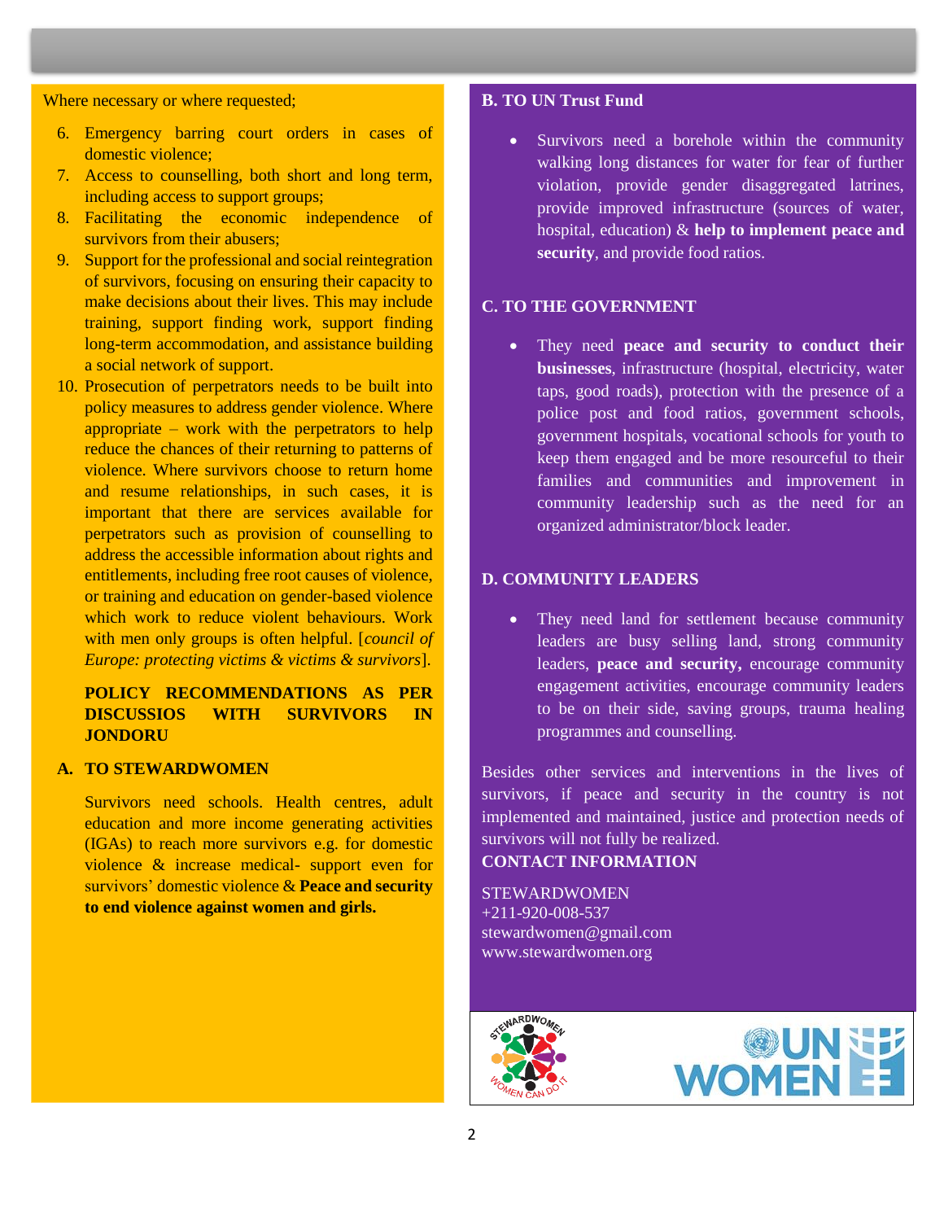Where necessary or where requested;

6. Emergency barring court orders in cases of domestic violence;
7. Access to counselling, both short and long term, including access to support groups;
8. Facilitating the economic independence of survivors from their abusers;
9. Support for the professional and social reintegration of survivors, focusing on ensuring their capacity to make decisions about their lives. This may include training, support finding work, support finding long-term accommodation, and assistance building a social network of support.
10. Prosecution of perpetrators needs to be built into policy measures to address gender violence. Where appropriate – work with the perpetrators to help reduce the chances of their returning to patterns of violence. Where survivors choose to return home and resume relationships, in such cases, it is important that there are services available for perpetrators such as provision of counselling to address the accessible information about rights and entitlements, including free root causes of violence, or training and education on gender-based violence which work to reduce violent behaviours. Work with men only groups is often helpful. [*council of Europe: protecting victims & victims & survivors*].

**POLICY RECOMMENDATIONS AS PER DISCUSSIOS WITH SURVIVORS IN JONDORU**

**A. TO STEWARDWOMEN**

Survivors need schools. Health centres, adult education and more income generating activities (IGAs) to reach more survivors e.g. for domestic violence & increase medical- support even for survivors' domestic violence & **Peace and security to end violence against women and girls.**

**B. TO UN Trust Fund**

- Survivors need a borehole within the community walking long distances for water for fear of further violation, provide gender disaggregated latrines, provide improved infrastructure (sources of water, hospital, education) & **help to implement peace and security**, and provide food ratios.

**C. TO THE GOVERNMENT**

- They need **peace and security to conduct their businesses**, infrastructure (hospital, electricity, water taps, good roads), protection with the presence of a police post and food ratios, government schools, government hospitals, vocational schools for youth to keep them engaged and be more resourceful to their families and communities and improvement in community leadership such as the need for an organized administrator/block leader.

**D. COMMUNITY LEADERS**

- They need land for settlement because community leaders are busy selling land, strong community leaders, **peace and security,** encourage community engagement activities, encourage community leaders to be on their side, saving groups, trauma healing programmes and counselling.

Besides other services and interventions in the lives of survivors, if peace and security in the country is not implemented and maintained, justice and protection needs of survivors will not fully be realized.

**CONTACT INFORMATION**

STEWARDWOMEN
+211-920-008-537
stewardwomen@gmail.com
www.stewardwomen.org

STEWARDWOMEN
WOMEN CAN DO IT

UN WOMEN